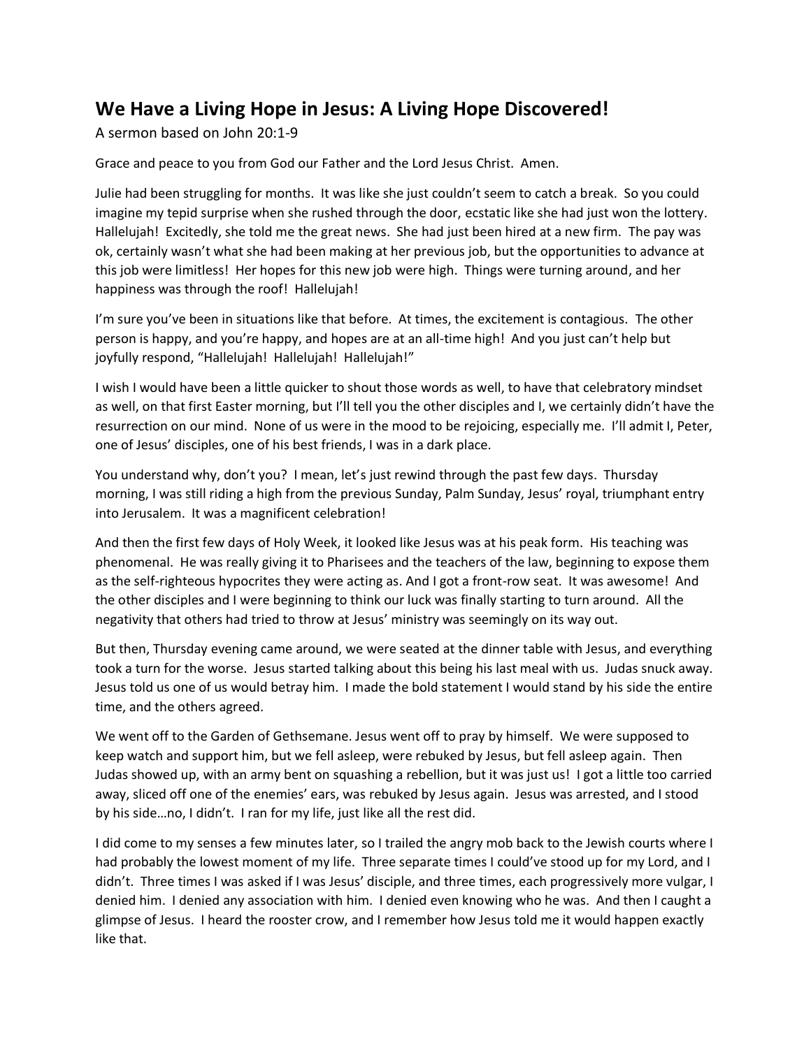## We Have a Living Hope in Jesus: A Living Hope Discovered!

A sermon based on John 20:1-9

Grace and peace to you from God our Father and the Lord Jesus Christ. Amen.

Julie had been struggling for months. It was like she just couldn't seem to catch a break. So you could imagine my tepid surprise when she rushed through the door, ecstatic like she had just won the lottery. Hallelujah! Excitedly, she told me the great news. She had just been hired at a new firm. The pay was ok, certainly wasn't what she had been making at her previous job, but the opportunities to advance at this job were limitless! Her hopes for this new job were high. Things were turning around, and her happiness was through the roof! Hallelujah!

I'm sure you've been in situations like that before. At times, the excitement is contagious. The other person is happy, and you're happy, and hopes are at an all-time high! And you just can't help but joyfully respond, "Hallelujah! Hallelujah! Hallelujah!"

I wish I would have been a little quicker to shout those words as well, to have that celebratory mindset as well, on that first Easter morning, but I'll tell you the other disciples and I, we certainly didn't have the resurrection on our mind. None of us were in the mood to be rejoicing, especially me. I'll admit I, Peter, one of Jesus' disciples, one of his best friends, I was in a dark place.

You understand why, don't you? I mean, let's just rewind through the past few days. Thursday morning, I was still riding a high from the previous Sunday, Palm Sunday, Jesus' royal, triumphant entry into Jerusalem. It was a magnificent celebration!

And then the first few days of Holy Week, it looked like Jesus was at his peak form. His teaching was phenomenal. He was really giving it to Pharisees and the teachers of the law, beginning to expose them as the self-righteous hypocrites they were acting as. And I got a front-row seat. It was awesome! And the other disciples and I were beginning to think our luck was finally starting to turn around. All the negativity that others had tried to throw at Jesus' ministry was seemingly on its way out.

But then, Thursday evening came around, we were seated at the dinner table with Jesus, and everything took a turn for the worse. Jesus started talking about this being his last meal with us. Judas snuck away. Jesus told us one of us would betray him. I made the bold statement I would stand by his side the entire time, and the others agreed.

We went off to the Garden of Gethsemane. Jesus went off to pray by himself. We were supposed to keep watch and support him, but we fell asleep, were rebuked by Jesus, but fell asleep again. Then Judas showed up, with an army bent on squashing a rebellion, but it was just us! I got a little too carried away, sliced off one of the enemies' ears, was rebuked by Jesus again. Jesus was arrested, and I stood by his side…no, I didn't. I ran for my life, just like all the rest did.

I did come to my senses a few minutes later, so I trailed the angry mob back to the Jewish courts where I had probably the lowest moment of my life. Three separate times I could've stood up for my Lord, and I didn't. Three times I was asked if I was Jesus' disciple, and three times, each progressively more vulgar, I denied him. I denied any association with him. I denied even knowing who he was. And then I caught a glimpse of Jesus. I heard the rooster crow, and I remember how Jesus told me it would happen exactly like that.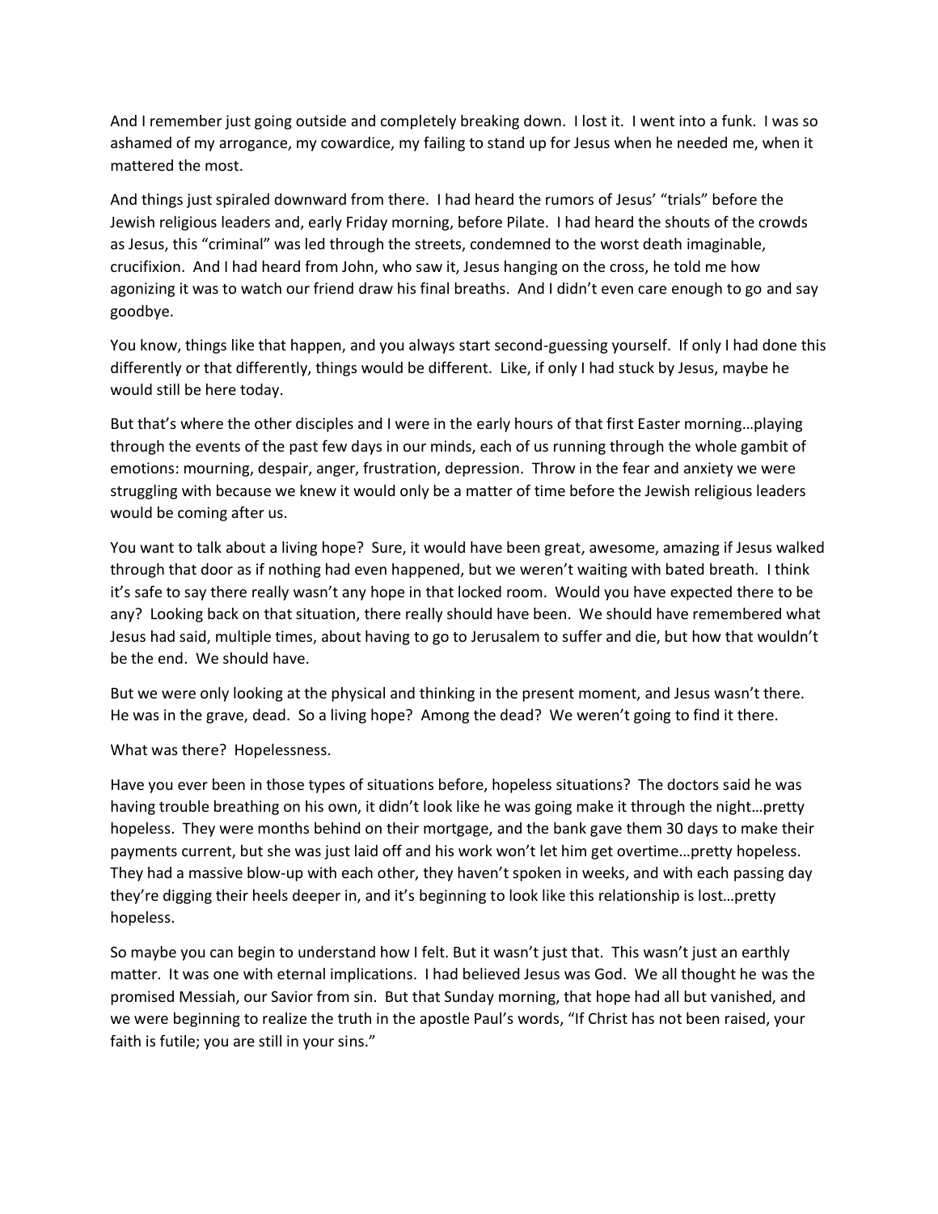And I remember just going outside and completely breaking down. I lost it. I went into a funk. I was so ashamed of my arrogance, my cowardice, my failing to stand up for Jesus when he needed me, when it mattered the most.

And things just spiraled downward from there. I had heard the rumors of Jesus' "trials" before the Jewish religious leaders and, early Friday morning, before Pilate. I had heard the shouts of the crowds as Jesus, this "criminal" was led through the streets, condemned to the worst death imaginable, crucifixion. And I had heard from John, who saw it, Jesus hanging on the cross, he told me how agonizing it was to watch our friend draw his final breaths. And I didn't even care enough to go and say goodbye.

You know, things like that happen, and you always start second-guessing yourself. If only I had done this differently or that differently, things would be different. Like, if only I had stuck by Jesus, maybe he would still be here today.

But that's where the other disciples and I were in the early hours of that first Easter morning…playing through the events of the past few days in our minds, each of us running through the whole gambit of emotions: mourning, despair, anger, frustration, depression. Throw in the fear and anxiety we were struggling with because we knew it would only be a matter of time before the Jewish religious leaders would be coming after us.

You want to talk about a living hope? Sure, it would have been great, awesome, amazing if Jesus walked through that door as if nothing had even happened, but we weren't waiting with bated breath. I think it's safe to say there really wasn't any hope in that locked room. Would you have expected there to be any? Looking back on that situation, there really should have been. We should have remembered what Jesus had said, multiple times, about having to go to Jerusalem to suffer and die, but how that wouldn't be the end. We should have.

But we were only looking at the physical and thinking in the present moment, and Jesus wasn't there. He was in the grave, dead. So a living hope? Among the dead? We weren't going to find it there.

What was there? Hopelessness.

Have you ever been in those types of situations before, hopeless situations? The doctors said he was having trouble breathing on his own, it didn't look like he was going make it through the night…pretty hopeless. They were months behind on their mortgage, and the bank gave them 30 days to make their payments current, but she was just laid off and his work won't let him get overtime…pretty hopeless. They had a massive blow-up with each other, they haven't spoken in weeks, and with each passing day they're digging their heels deeper in, and it's beginning to look like this relationship is lost…pretty hopeless.

So maybe you can begin to understand how I felt. But it wasn't just that. This wasn't just an earthly matter. It was one with eternal implications. I had believed Jesus was God. We all thought he was the promised Messiah, our Savior from sin. But that Sunday morning, that hope had all but vanished, and we were beginning to realize the truth in the apostle Paul's words, "If Christ has not been raised, your faith is futile; you are still in your sins."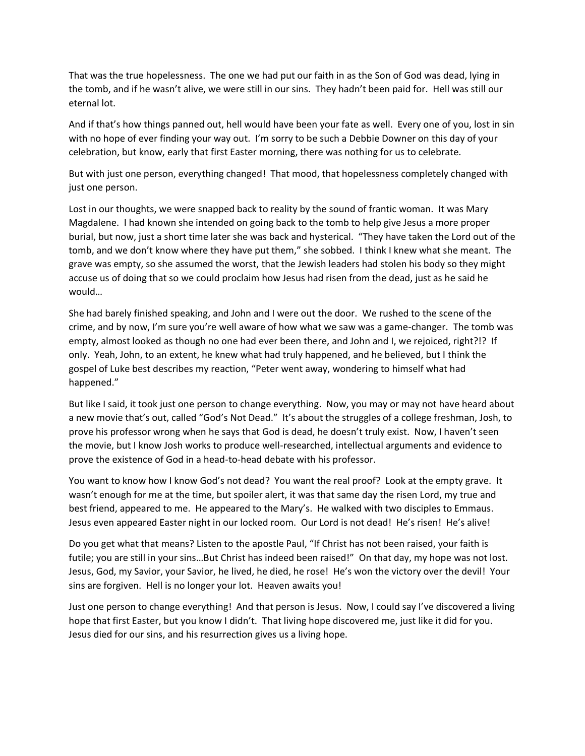That was the true hopelessness. The one we had put our faith in as the Son of God was dead, lying in the tomb, and if he wasn't alive, we were still in our sins. They hadn't been paid for. Hell was still our eternal lot.

And if that's how things panned out, hell would have been your fate as well. Every one of you, lost in sin with no hope of ever finding your way out. I'm sorry to be such a Debbie Downer on this day of your celebration, but know, early that first Easter morning, there was nothing for us to celebrate.

But with just one person, everything changed! That mood, that hopelessness completely changed with just one person.

Lost in our thoughts, we were snapped back to reality by the sound of frantic woman. It was Mary Magdalene. I had known she intended on going back to the tomb to help give Jesus a more proper burial, but now, just a short time later she was back and hysterical. "They have taken the Lord out of the tomb, and we don't know where they have put them," she sobbed. I think I knew what she meant. The grave was empty, so she assumed the worst, that the Jewish leaders had stolen his body so they might accuse us of doing that so we could proclaim how Jesus had risen from the dead, just as he said he would…

She had barely finished speaking, and John and I were out the door. We rushed to the scene of the crime, and by now, I'm sure you're well aware of how what we saw was a game-changer. The tomb was empty, almost looked as though no one had ever been there, and John and I, we rejoiced, right?!? If only. Yeah, John, to an extent, he knew what had truly happened, and he believed, but I think the gospel of Luke best describes my reaction, "Peter went away, wondering to himself what had happened."

But like I said, it took just one person to change everything. Now, you may or may not have heard about a new movie that's out, called "God's Not Dead." It's about the struggles of a college freshman, Josh, to prove his professor wrong when he says that God is dead, he doesn't truly exist. Now, I haven't seen the movie, but I know Josh works to produce well-researched, intellectual arguments and evidence to prove the existence of God in a head-to-head debate with his professor.

You want to know how I know God's not dead? You want the real proof? Look at the empty grave. It wasn't enough for me at the time, but spoiler alert, it was that same day the risen Lord, my true and best friend, appeared to me. He appeared to the Mary's. He walked with two disciples to Emmaus. Jesus even appeared Easter night in our locked room. Our Lord is not dead! He's risen! He's alive!

Do you get what that means? Listen to the apostle Paul, "If Christ has not been raised, your faith is futile; you are still in your sins…But Christ has indeed been raised!" On that day, my hope was not lost. Jesus, God, my Savior, your Savior, he lived, he died, he rose! He's won the victory over the devil! Your sins are forgiven. Hell is no longer your lot. Heaven awaits you!

Just one person to change everything! And that person is Jesus. Now, I could say I've discovered a living hope that first Easter, but you know I didn't. That living hope discovered me, just like it did for you. Jesus died for our sins, and his resurrection gives us a living hope.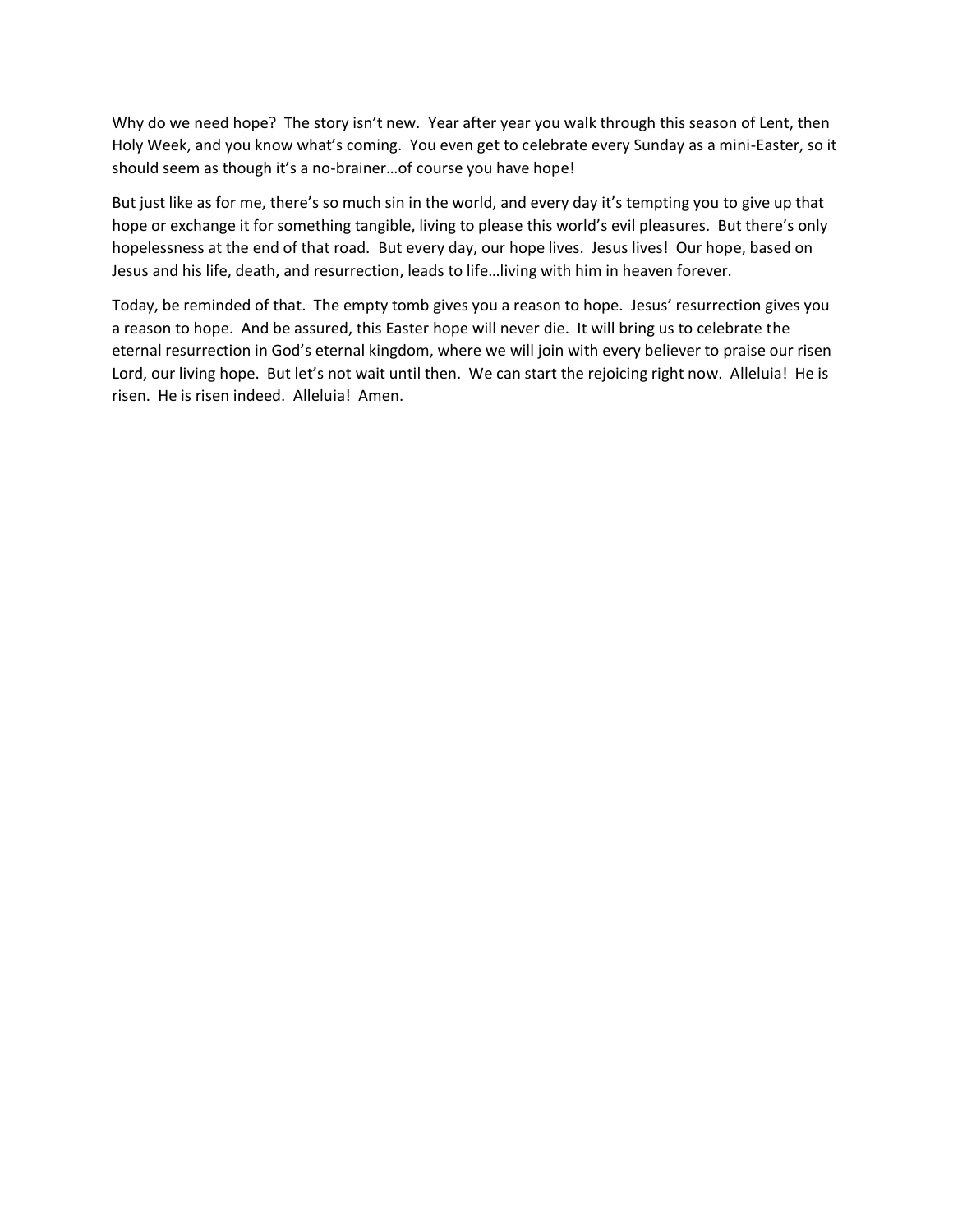Why do we need hope? The story isn't new. Year after year you walk through this season of Lent, then Holy Week, and you know what's coming. You even get to celebrate every Sunday as a mini-Easter, so it should seem as though it's a no-brainer…of course you have hope!

But just like as for me, there's so much sin in the world, and every day it's tempting you to give up that hope or exchange it for something tangible, living to please this world's evil pleasures. But there's only hopelessness at the end of that road. But every day, our hope lives. Jesus lives! Our hope, based on Jesus and his life, death, and resurrection, leads to life…living with him in heaven forever.

Today, be reminded of that. The empty tomb gives you a reason to hope. Jesus' resurrection gives you a reason to hope. And be assured, this Easter hope will never die. It will bring us to celebrate the eternal resurrection in God's eternal kingdom, where we will join with every believer to praise our risen Lord, our living hope. But let's not wait until then. We can start the rejoicing right now. Alleluia! He is risen. He is risen indeed. Alleluia! Amen.